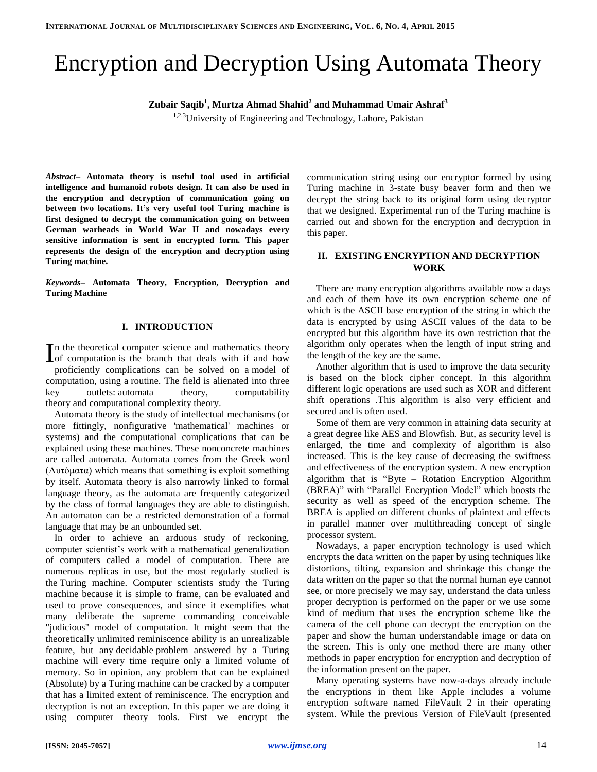# Encryption and Decryption Using Automata Theory

**Zubair Saqib[1], Murtza Ahmad Shahid[2] and Muhammad Umair Ashraf[3]**

[1,2,3]University of Engineering and Technology, Lahore, Pakistan

***Abstract*– Automata theory is useful tool used in artificial intelligence and humanoid robots design. It can also be used in the encryption and decryption of communication going on between two locations. It's very useful tool Turing machine is first designed to decrypt the communication going on between German warheads in World War II and nowadays every sensitive information is sent in encrypted form. This paper represents the design of the encryption and decryption using Turing machine.**

***Keywords*– Automata Theory, Encryption, Decryption and Turing Machine**

## I. INTRODUCTION

In the theoretical computer science and mathematics theory of computation is the branch that deals with if and how proficiently complications can be solved on a model of computation, using a routine. The field is alienated into three key outlets: automata theory, computability theory and computational complexity theory.

Automata theory is the study of intellectual mechanisms (or more fittingly, nonfigurative 'mathematical' machines or systems) and the computational complications that can be explained using these machines. These nonconcrete machines are called automata. Automata comes from the Greek word (Αυτόματα) which means that something is exploit something by itself. Automata theory is also narrowly linked to formal language theory, as the automata are frequently categorized by the class of formal languages they are able to distinguish. An automaton can be a restricted demonstration of a formal language that may be an unbounded set.

In order to achieve an arduous study of reckoning, computer scientist's work with a mathematical generalization of computers called a model of computation. There are numerous replicas in use, but the most regularly studied is the Turing machine. Computer scientists study the Turing machine because it is simple to frame, can be evaluated and used to prove consequences, and since it exemplifies what many deliberate the supreme commanding conceivable "judicious" model of computation. It might seem that the theoretically unlimited reminiscence ability is an unrealizable feature, but any decidable problem answered by a Turing machine will every time require only a limited volume of memory. So in opinion, any problem that can be explained (Absolute) by a Turing machine can be cracked by a computer that has a limited extent of reminiscence. The encryption and decryption is not an exception. In this paper we are doing it using computer theory tools. First we encrypt the communication string using our encryptor formed by using Turing machine in 3-state busy beaver form and then we decrypt the string back to its original form using decryptor that we designed. Experimental run of the Turing machine is carried out and shown for the encryption and decryption in this paper.

## II. EXISTING ENCRYPTION AND DECRYPTION WORK

There are many encryption algorithms available now a days and each of them have its own encryption scheme one of which is the ASCII base encryption of the string in which the data is encrypted by using ASCII values of the data to be encrypted but this algorithm have its own restriction that the algorithm only operates when the length of input string and the length of the key are the same.

Another algorithm that is used to improve the data security is based on the block cipher concept. In this algorithm different logic operations are used such as XOR and different shift operations .This algorithm is also very efficient and secured and is often used.

Some of them are very common in attaining data security at a great degree like AES and Blowfish. But, as security level is enlarged, the time and complexity of algorithm is also increased. This is the key cause of decreasing the swiftness and effectiveness of the encryption system. A new encryption algorithm that is "Byte – Rotation Encryption Algorithm (BREA)" with "Parallel Encryption Model" which boosts the security as well as speed of the encryption scheme. The BREA is applied on different chunks of plaintext and effects in parallel manner over multithreading concept of single processor system.

Nowadays, a paper encryption technology is used which encrypts the data written on the paper by using techniques like distortions, tilting, expansion and shrinkage this change the data written on the paper so that the normal human eye cannot see, or more precisely we may say, understand the data unless proper decryption is performed on the paper or we use some kind of medium that uses the encryption scheme like the camera of the cell phone can decrypt the encryption on the paper and show the human understandable image or data on the screen. This is only one method there are many other methods in paper encryption for encryption and decryption of the information present on the paper.

Many operating systems have now-a-days already include the encryptions in them like Apple includes a volume encryption software named FileVault 2 in their operating system. While the previous Version of FileVault (presented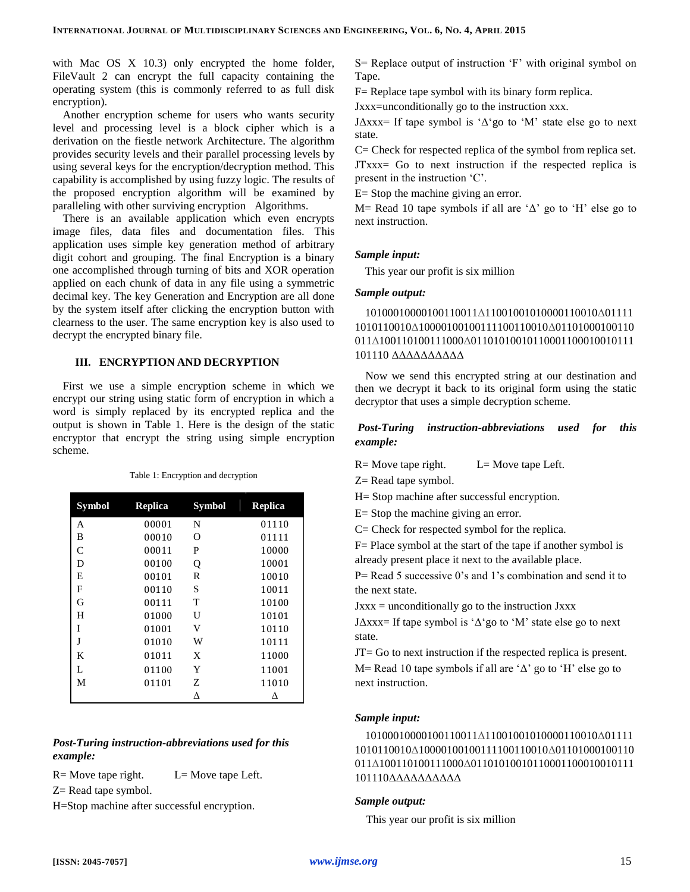with Mac OS X 10.3) only encrypted the home folder, FileVault 2 can encrypt the full capacity containing the operating system (this is commonly referred to as full disk encryption).

Another encryption scheme for users who wants security level and processing level is a block cipher which is a derivation on the fiestle network Architecture. The algorithm provides security levels and their parallel processing levels by using several keys for the encryption/decryption method. This capability is accomplished by using fuzzy logic. The results of the proposed encryption algorithm will be examined by paralleling with other surviving encryption Algorithms.

There is an available application which even encrypts image files, data files and documentation files. This application uses simple key generation method of arbitrary digit cohort and grouping. The final Encryption is a binary one accomplished through turning of bits and XOR operation applied on each chunk of data in any file using a symmetric decimal key. The key Generation and Encryption are all done by the system itself after clicking the encryption button with clearness to the user. The same encryption key is also used to decrypt the encrypted binary file.

## III. ENCRYPTION AND DECRYPTION

First we use a simple encryption scheme in which we encrypt our string using static form of encryption in which a word is simply replaced by its encrypted replica and the output is shown in Table 1. Here is the design of the static encryptor that encrypt the string using simple encryption scheme.

Table 1: Encryption and decryption

| Symbol | Replica | Symbol | Replica |
|---|---|---|---|
| A | 00001 | N | 01110 |
| B | 00010 | O | 01111 |
| C | 00011 | P | 10000 |
| D | 00100 | Q | 10001 |
| E | 00101 | R | 10010 |
| F | 00110 | S | 10011 |
| G | 00111 | T | 10100 |
| H | 01000 | U | 10101 |
| I | 01001 | V | 10110 |
| J | 01010 | W | 10111 |
| K | 01011 | X | 11000 |
| L | 01100 | Y | 11001 |
| M | 01101 | Z | 11010 |
| | | Δ | Δ |

***Post-Turing instruction-abbreviations used for this example:***

R= Move tape right. L= Move tape Left.

Z= Read tape symbol.

H=Stop machine after successful encryption.

S= Replace output of instruction 'F' with original symbol on Tape.

F= Replace tape symbol with its binary form replica.

Jxxx=unconditionally go to the instruction xxx.

JΔxxx= If tape symbol is 'Δ'go to 'M' state else go to next state.

C= Check for respected replica of the symbol from replica set.

JTxxx= Go to next instruction if the respected replica is present in the instruction 'C'.

E= Stop the machine giving an error.

M= Read 10 tape symbols if all are 'Δ' go to 'H' else go to next instruction.

***Sample input:***

This year our profit is six million

***Sample output:***

10100010000100110011Δ11001001010000110010Δ01111 1010110010Δ1000010010011110011 0010Δ01101000100110 011Δ100110100111000Δ0110101001011000110001001 0111 101110 ΔΔΔΔΔΔΔΔΔΔ

Now we send this encrypted string at our destination and then we decrypt it back to its original form using the static decryptor that uses a simple decryption scheme.

***Post-Turing instruction-abbreviations used for this example:***

R= Move tape right. L= Move tape Left.

Z= Read tape symbol.

H= Stop machine after successful encryption.

E= Stop the machine giving an error.

C= Check for respected symbol for the replica.

F= Place symbol at the start of the tape if another symbol is already present place it next to the available place.

P= Read 5 successive 0's and 1's combination and send it to the next state.

Jxxx = unconditionally go to the instruction Jxxx

JΔxxx= If tape symbol is 'Δ'go to 'M' state else go to next state.

JT= Go to next instruction if the respected replica is present.

M= Read 10 tape symbols if all are 'Δ' go to 'H' else go to next instruction.

***Sample input:***

10100010000100110011Δ11001001010000110010Δ01111 1010110010Δ10000100100111100110010Δ01101000100110 011Δ100110100111000Δ01101010010110001100010010111 101110ΔΔΔΔΔΔΔΔΔΔ

***Sample output:***

This year our profit is six million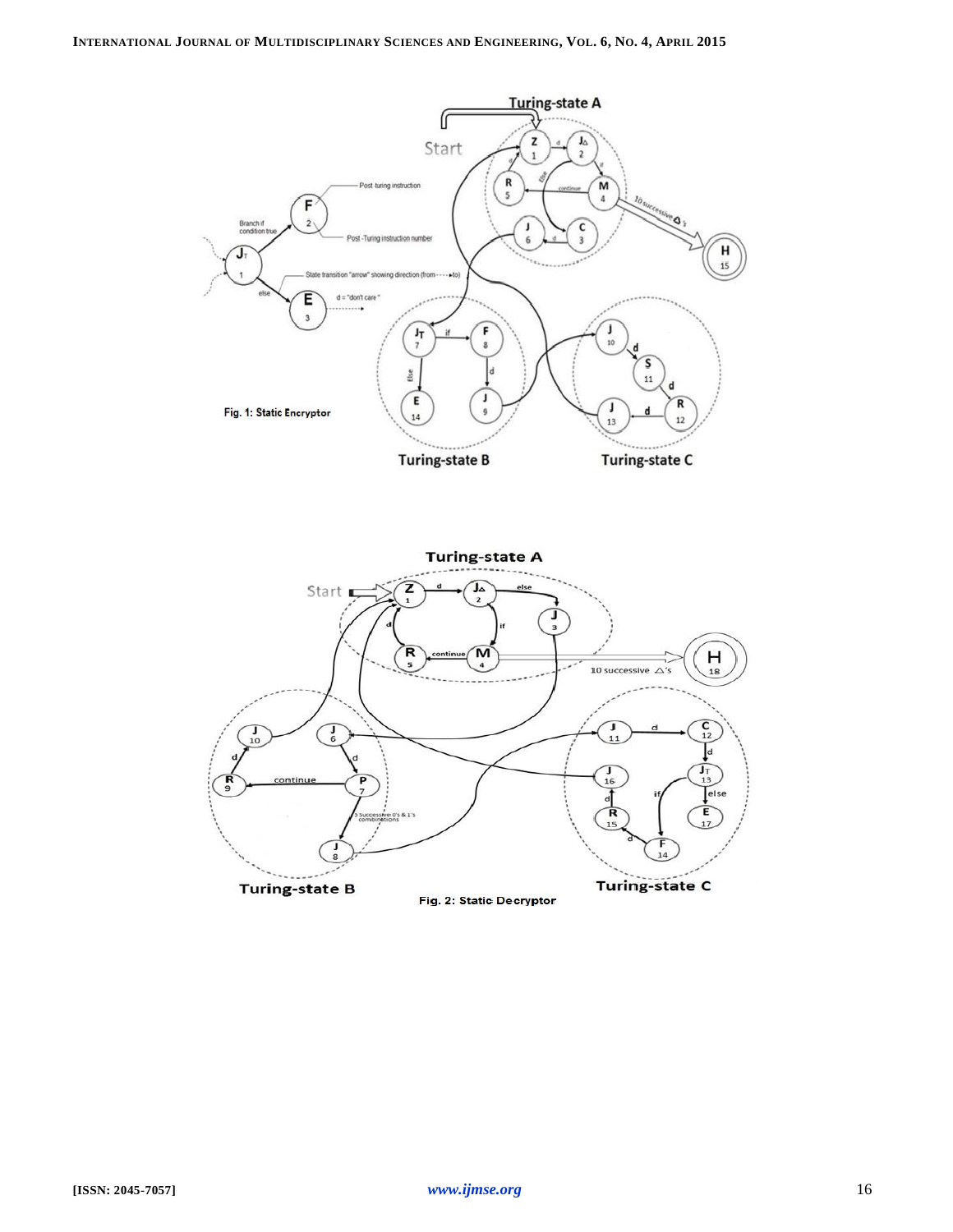Fig. 1: Static Encryptor

Fig. 2: Static Decryptor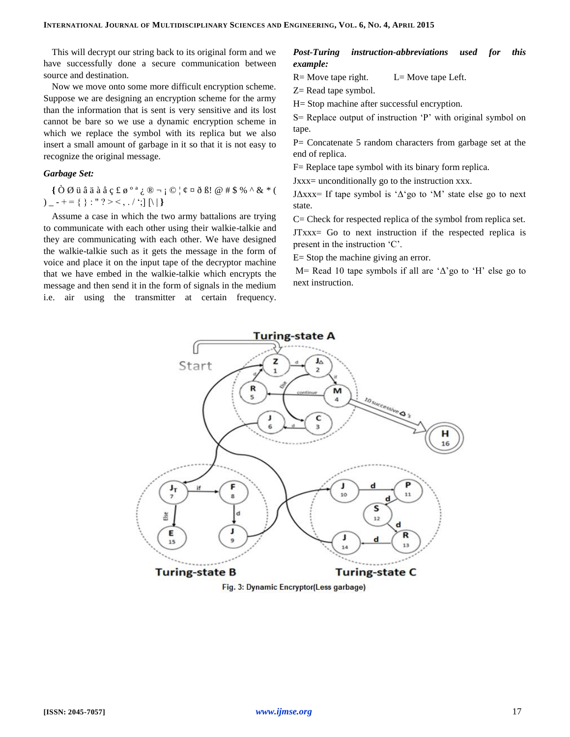This will decrypt our string back to its original form and we have successfully done a secure communication between source and destination.

Now we move onto some more difficult encryption scheme. Suppose we are designing an encryption scheme for the army than the information that is sent is very sensitive and its lost cannot be bare so we use a dynamic encryption scheme in which we replace the symbol with its replica but we also insert a small amount of garbage in it so that it is not easy to recognize the original message.

### *Garbage Set:*

**{** Ò Ø ü â ä à å ç £ ø º ª ¿ ® ¬ ¡ © ¦ ¢ ¤ ð ß! @ # $ % ^ & * ( ) _ - + = { } : " ? > < , . / ';] [\ | **}**

Assume a case in which the two army battalions are trying to communicate with each other using their walkie-talkie and they are communicating with each other. We have designed the walkie-talkie such as it gets the message in the form of voice and place it on the input tape of the decryptor machine that we have embed in the walkie-talkie which encrypts the message and then send it in the form of signals in the medium i.e. air using the transmitter at certain frequency.

***Post-Turing instruction-abbreviations used for this example:***

R= Move tape right. L= Move tape Left.

Z= Read tape symbol.

H= Stop machine after successful encryption.

S= Replace output of instruction 'P' with original symbol on tape.

P= Concatenate 5 random characters from garbage set at the end of replica.

F= Replace tape symbol with its binary form replica.

Jxxx= unconditionally go to the instruction xxx.

JΔxxx= If tape symbol is 'Δ'go to 'M' state else go to next state.

C= Check for respected replica of the symbol from replica set.

JTxxx= Go to next instruction if the respected replica is present in the instruction 'C'.

E= Stop the machine giving an error.

M= Read 10 tape symbols if all are 'Δ'go to 'H' else go to next instruction.

Fig. 3: Dynamic Encryptor(Less garbage)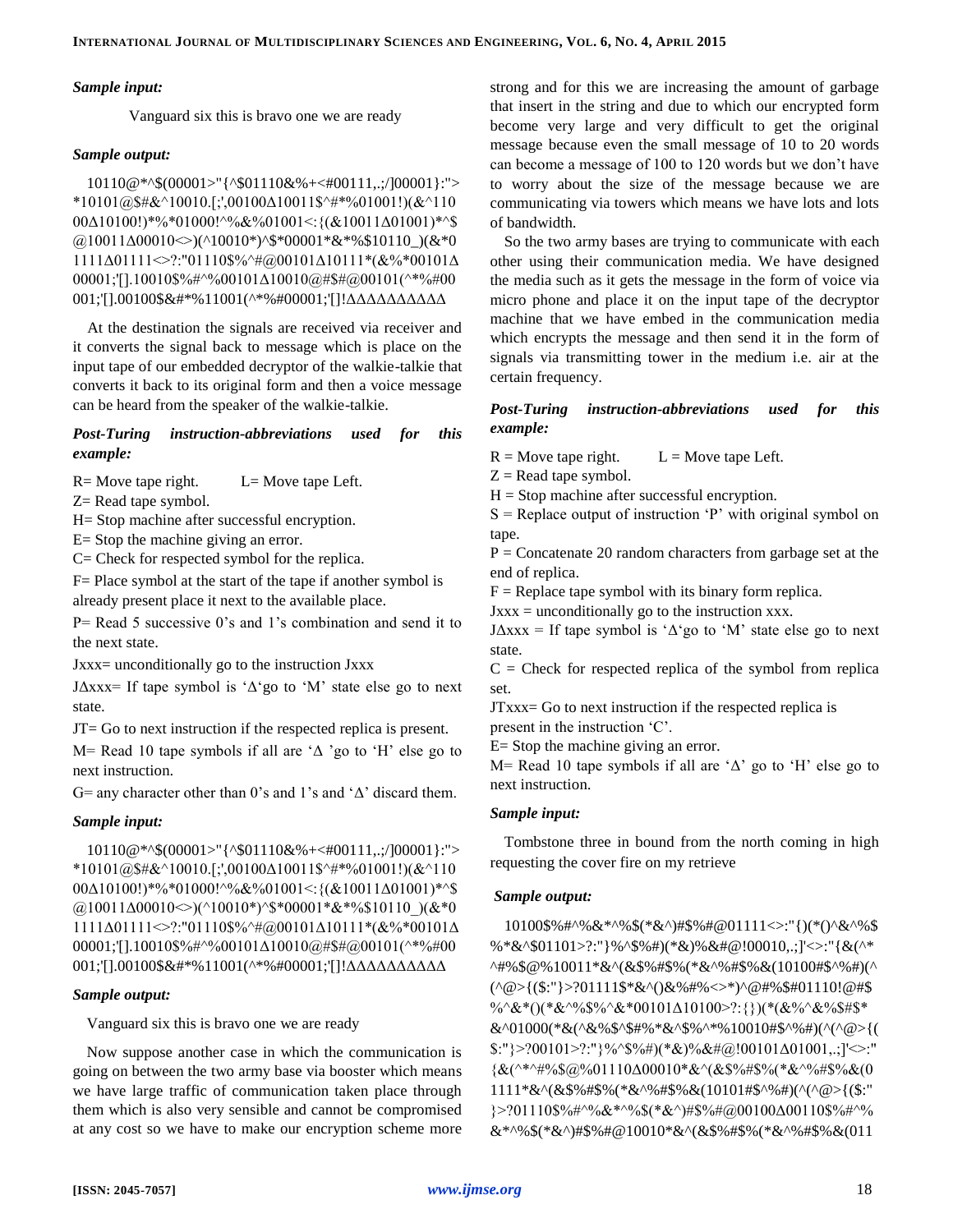***Sample input:***

Vanguard six this is bravo one we are ready

***Sample output:***

10110@*^$(00001>"{^$01110&%+<#00111,.;/]00001}:"> *10101@$#&^10010.[;',00100Δ10011$^#*%01001!)(&^11000Δ10100!)*%*01000!^%&%01001<:{(&10011Δ01001)*^$@10011Δ00010<>)(^10010*)^$*00001*&*%$10110_)(&*01111Δ01111<>?:"01110$%^#@00101Δ10111*(&%*00101Δ00001;'[].10010$%#^%00101Δ10010@#$#@00101(^*%#00001;'[].00100$&#*%11001(^*%#00001;'[]!ΔΔΔΔΔΔΔΔΔΔ

At the destination the signals are received via receiver and it converts the signal back to message which is place on the input tape of our embedded decryptor of the walkie-talkie that converts it back to its original form and then a voice message can be heard from the speaker of the walkie-talkie.

***Post-Turing instruction-abbreviations used for this example:***

R= Move tape right. L= Move tape Left.

Z= Read tape symbol.

H= Stop machine after successful encryption.

E= Stop the machine giving an error.

C= Check for respected symbol for the replica.

F= Place symbol at the start of the tape if another symbol is already present place it next to the available place.

P= Read 5 successive 0's and 1's combination and send it to the next state.

Jxxx= unconditionally go to the instruction Jxxx

JΔxxx= If tape symbol is 'Δ'go to 'M' state else go to next state.

JT= Go to next instruction if the respected replica is present.

M= Read 10 tape symbols if all are 'Δ 'go to 'H' else go to next instruction.

G= any character other than 0's and 1's and 'Δ' discard them.

***Sample input:***

10110@*^$(00001>"{^$01110&%+<#00111,.;/]00001}:"> *10101@$#&^10010.[;',00100Δ10011$^#*%01001!)(&^11000Δ10100!)*%*01000!^%&%01001<:{(&10011Δ01001)*^$@10011Δ00010<>)(^10010*)^$*00001*&*%$10110_)(&*01111Δ01111<>?:"01110$%^#@00101Δ10111*(&%*00101Δ00001;'[].10010$%#^%00101Δ10010@#$#@00101(^*%#00001;'[].00100$&#*%11001(^*%#00001;'[]!ΔΔΔΔΔΔΔΔΔΔ

***Sample output:***

Vanguard six this is bravo one we are ready

Now suppose another case in which the communication is going on between the two army base via booster which means we have large traffic of communication taken place through them which is also very sensible and cannot be compromised at any cost so we have to make our encryption scheme more strong and for this we are increasing the amount of garbage that insert in the string and due to which our encrypted form become very large and very difficult to get the original message because even the small message of 10 to 20 words can become a message of 100 to 120 words but we don't have to worry about the size of the message because we are communicating via towers which means we have lots and lots of bandwidth.

So the two army bases are trying to communicate with each other using their communication media. We have designed the media such as it gets the message in the form of voice via micro phone and place it on the input tape of the decryptor machine that we have embed in the communication media which encrypts the message and then send it in the form of signals via transmitting tower in the medium i.e. air at the certain frequency.

***Post-Turing instruction-abbreviations used for this example:***

R = Move tape right. L = Move tape Left.

Z = Read tape symbol.

H = Stop machine after successful encryption.

S = Replace output of instruction 'P' with original symbol on tape.

P = Concatenate 20 random characters from garbage set at the end of replica.

F = Replace tape symbol with its binary form replica.

Jxxx = unconditionally go to the instruction xxx.

JΔxxx = If tape symbol is 'Δ'go to 'M' state else go to next state.

C = Check for respected replica of the symbol from replica set.

JTxxx= Go to next instruction if the respected replica is present in the instruction 'C'.

E= Stop the machine giving an error.

M= Read 10 tape symbols if all are 'Δ' go to 'H' else go to next instruction.

***Sample input:***

Tombstone three in bound from the north coming in high requesting the cover fire on my retrieve

***Sample output:***

10100$%#^%&*^%$(*&^)#$%#@01111<>:"{}(*()^&^%$%*&^$01101>?:"}%^$%#)(*&)%&#@!00010,.;]'<>:"{&(^*^#%$@%10011*&^(&$%#$%(*&^%#$%&(10100#$^%#)(^(^@>{($:"}>?01111$*&^()&%#%<>*)^@#%$#01110!@#$%^&*()(*&^%$%^&*00101Δ10100>?:{})(*(&%^&%$#$*&^01000(*&(^&%$^$#%*&^$%^*%10010#$^%#)(^(^@>{($:"}>?00101>?:"}%^$%#)(*&)%&#@!00101Δ01001,.;]'<>:"{&(^*^#%$@%01110Δ00010*&^(&$%#$%(*&^%#$%&(01111*&^(&$%#$%(*&^%#$%&(10101#$^%#)(^(^@>{($:"}>?01110$%#^%&*^%$(*&^)#$%#@00100Δ00110$%#^%&*^%$(*&^)#$%#@10010*&^(&$%#$%(*&^%#$%&(011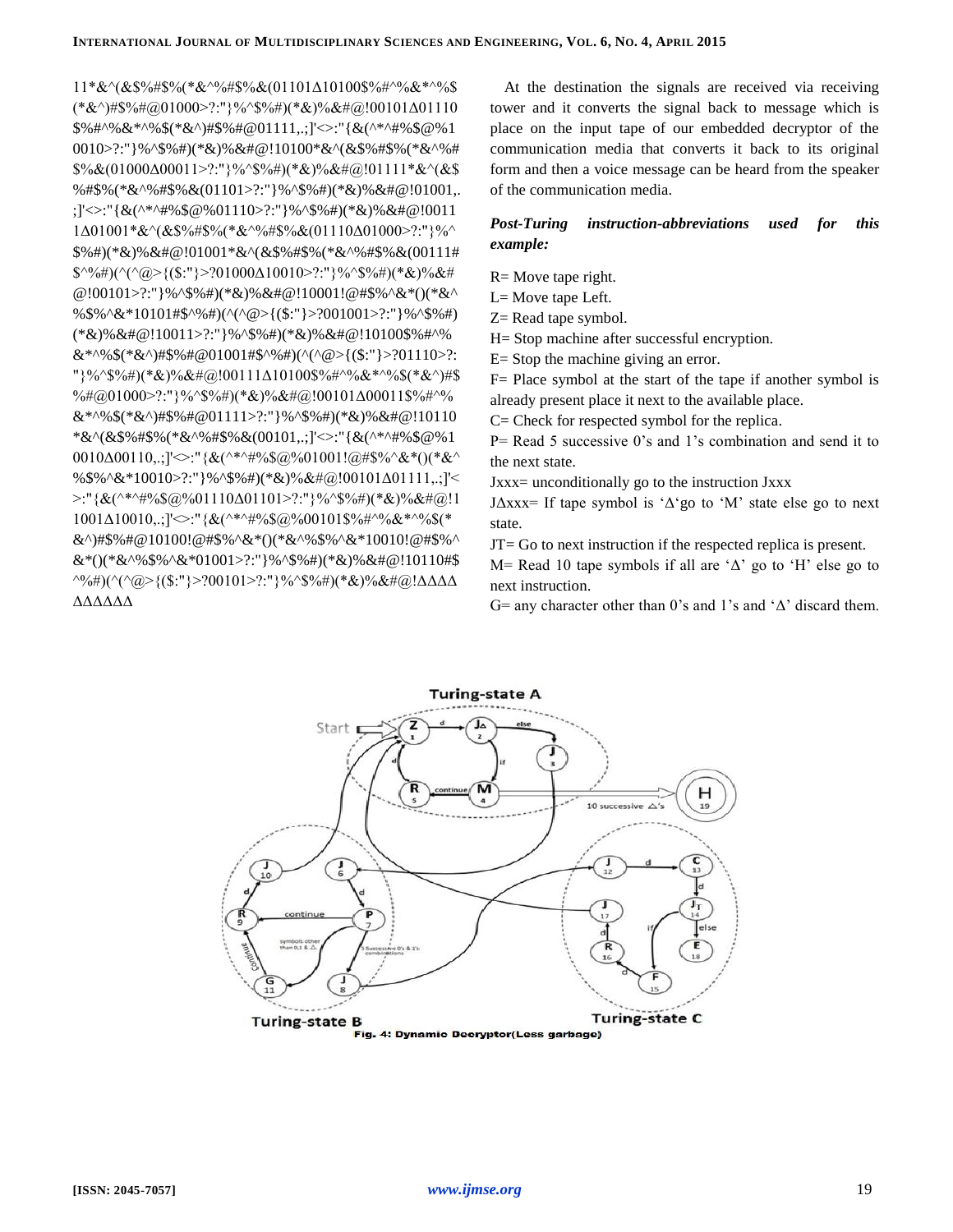11*&^(&$%#$%(*&^%#$%&(01101Δ10100$%#^%&*^%$(*&^)#$%#@01000>?:"}%^$%#)(*&)%&#@!00101Δ01110$%#^%&*^%$(*&^)#$%#@01111,.;]'<>:"{&(^*^#%$@%10010>?:"}%^$%#)(*&)%&#@!10100*&^(&$%#$%(*&^%#$%&(01000Δ00011>?:"}%^$%#)(*&)%&#@!01111*&^(&$%#$%(*&^%#$%&(01101>?:"}%^$%#)(*&)%&#@!01001,.;]'<>:"{&(^*^#%$@%01110>?:"}%^$%#)(*&)%&#@!00111Δ01001*&^(&$%#$%(*&^%#$%&(01110Δ01000>?:"}%^$%#)(*&)%&#@!01001*&^(&$%#$%(*&^%#$%&(00111#$^%#)(^(^@>{($:"}>?01000Δ10010>?:"}%^$%#)(*&)%&#@!00101>?:"}%^$%#)(*&)%&#@!10001!@#$%^&*()(*&^%$%^&*10101#$^%#)(^(^@>{($:"}>?001001>?:"}%^$%#)(*&)%&#@!10011>?:"}%^$%#)(*&)%&#@!10100$%#^%&*^%$(*&^)#$%#@01001#$^%#)(^(^@>{($:"}>?01110>?:"}%^$%#)(*&)%&#@!00111Δ10100$%#^%&*^%$(*&^)#$%#@01000>?:"}%^$%#)(*&)%&#@!00101Δ00011$%#^%&*^%$(*&^)#$%#@01111>?:"}%^$%#)(*&)%&#@!10110*&^(&$%#$%(*&^%#$%&(00101,.;]'<>:"{&(^*^#%$@%10010Δ00110,.;]'<>:"{&(^*^#%$@%01001!@#$%^&*()(*&^%$%^&*10010>?:"}%^$%#)(*&)%&#@!00101Δ01111,.;]'<>:"{&(^*^#%$@%01110Δ01101>?:"}%^$%#)(*&)%&#@!11001Δ10010,.;]'<>:"{&(^*^#%$@%00101$%#^%&*^%$(*&^)#$%#@10100!@#$%^&*()(*&^%$%^&*10010!@#$%^&*()(*&^%$%^&*01001>?:"}%^$%#)(*&)%&#@!10110#$^%#)(^(^@>{($:"}>?00101>?:"}%^$%#)(*&)%&#@!ΔΔΔΔΔΔΔΔΔ

At the destination the signals are received via receiving tower and it converts the signal back to message which is place on the input tape of our embedded decryptor of the communication media that converts it back to its original form and then a voice message can be heard from the speaker of the communication media.

***Post-Turing instruction-abbreviations used for this example:***

R= Move tape right.

L= Move tape Left.

Z= Read tape symbol.

H= Stop machine after successful encryption.

E= Stop the machine giving an error.

F= Place symbol at the start of the tape if another symbol is already present place it next to the available place.

C= Check for respected symbol for the replica.

P= Read 5 successive 0's and 1's combination and send it to the next state.

Jxxx= unconditionally go to the instruction Jxxx

JΔxxx= If tape symbol is 'Δ'go to 'M' state else go to next state.

JT= Go to next instruction if the respected replica is present.

M= Read 10 tape symbols if all are 'Δ' go to 'H' else go to next instruction.

G= any character other than 0's and 1's and 'Δ' discard them.

Fig. 4: Dynamic Decryptor(Less garbage)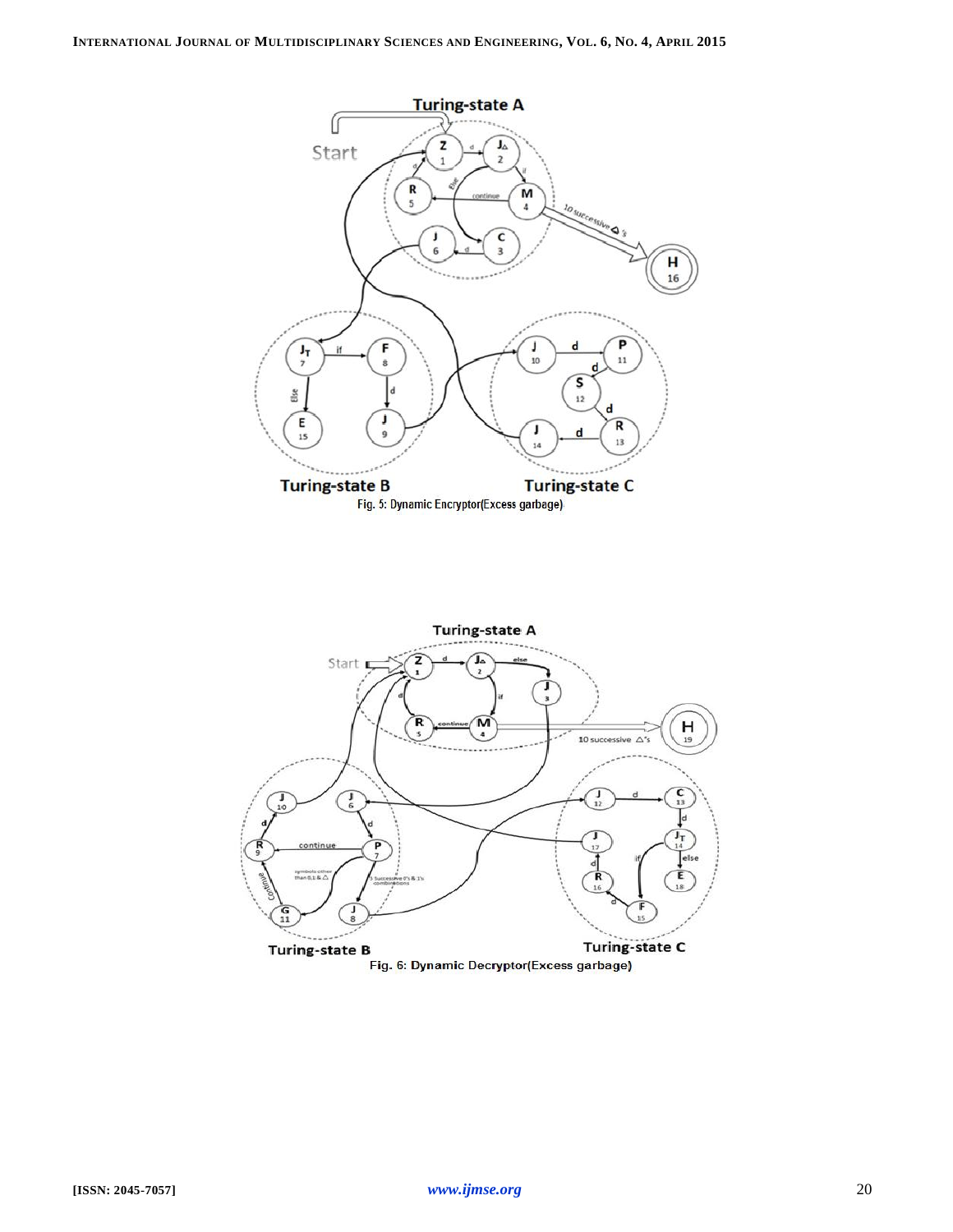Fig. 5: Dynamic Encryptor(Excess garbage)

Fig. 6: Dynamic Decryptor(Excess garbage)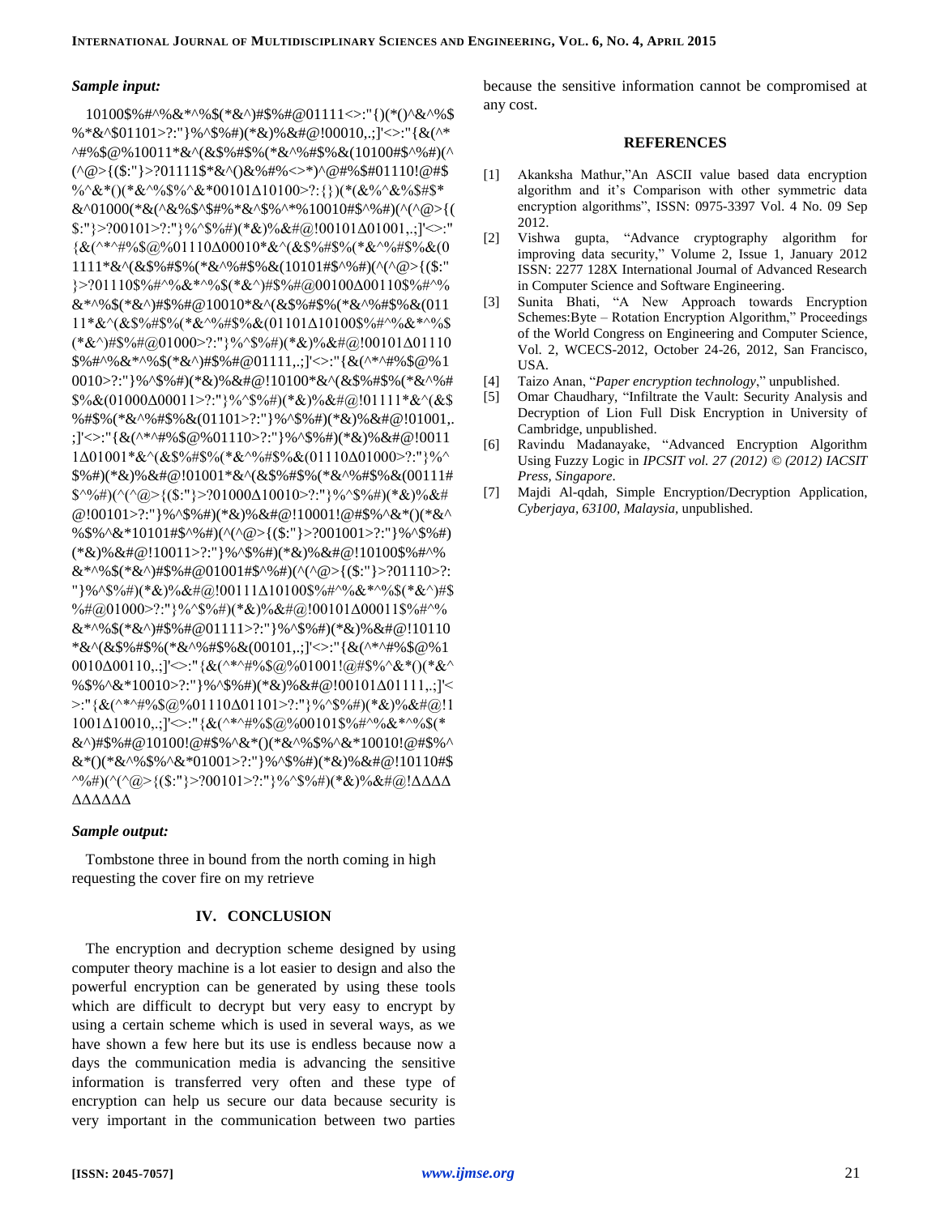### *Sample input:*

10100$%#^%&*^%$(*&^)#$%#@01111<>:"{)(*()^&^%$%*&^$01101>?:"}%^$%#)(*&)%&#@!00010,.;]'<>:"{&(^*^#%$@%10011*&^(&$%#$%(*&^%#$%&(10100#$^%#)(^(^@>{($:"}>?01111$*&^()&%#%<>*)^@#%$#01110!@#$%^&*()(*&^%$%^&*00101∆10100>?:{})(*(&%^&%$#$*&^01000(*&(^&%$^$#%*&^$%^*%10010#$^%#)(^(^@>{($:"}>?00101>?:"}%^$%#)(*&)%&#@!00101∆01001,.;]'<>:"{&(^*^#%$@%01110∆00010*&^(&$%#$%(*&^%#$%&(01111*&^(&$%#$%(*&^%#$%&(10101#$^%#)(^(^@>{($:"}>?01110$%#^%&*^%$(*&^)#$%#@00100∆00110$%#^%&*^%$(*&^)#$%#@10010*&^(&$%#$%(*&^%#$%&(01111*&^(&$%#$%(*&^%#$%&(01101∆10100$%#^%&*^%$(*&^)#$%#@01000>?:"}%^$%#)(*&)%&#@!00101∆01110$%#^%&*^%$(*&^)#$%#@01111,.;]'<>:"{&(^*^#%$@%10010>?:"}%^$%#)(*&)%&#@!10100*&^(&$%#$%(*&^%#$%&(01000∆00011>?:"}%^$%#)(*&)%&#@!01111*&^(&$%#$%(*&^%#$%&(01101>?:"}%^$%#)(*&)%&#@!01001,.;]'<>:"{&(^*^#%$@%01110>?:"}%^$%#)(*&)%&#@!00111∆01001*&^(&$%#$%(*&^%#$%&(01110∆01000>?:"}%^$%#)(*&)%&#@!01001*&^(&$%#$%(*&^%#$%&(00111#$^%#)(^(^@>{($:"}>?01000∆10010>?:"}%^$%#)(*&)%&#@!00101>?:"}%^$%#)(*&)%&#@!10001!@#$%^&*()(*&^%$%^&*10101#$^%#)(^(^@>{($:"}>?001001>?:"}%^$%#)(*&)%&#@!10011>?:"}%^$%#)(*&)%&#@!10100$%#^%&*^%$(*&^)#$%#@01001#$^%#)(^(^@>{($:"}>?01110>?:"}%^$%#)(*&)%&#@!00111∆10100$%#^%&*^%$(*&^)#$%#@01000>?:"}%^$%#)(*&)%&#@!00101∆00011$%#^%&*^%$(*&^)#$%#@01111>?:"}%^$%#)(*&)%&#@!10110*&^(&$%#$%(*&^%#$%&(00101,.;]'<>:"{&(^*^#%$@%10010∆00110,.;]'<>:"{&(^*^#%$@%01001!@#$%^&*()(*&^%$%^&*10010>?:"}%^$%#)(*&)%&#@!00101∆01111,.;]'<>:"{&(^*^#%$@%01110∆01101>?:"}%^$%#)(*&)%&#@!11001∆10010,.;]'<>:"{&(^*^#%$@%00101$%#^%&*^%$(*&^)#$%#@10100!@#$%^&*()(*&^%$%^&*10010!@#$%^&*()(*&^%$%^&*01001>?:"}%^$%#)(*&)%&#@!10110#$^%#)(^(^@>{($:"}>?00101>?:"}%^$%#)(*&)%&#@!∆∆∆∆∆∆∆∆∆

### *Sample output:*

Tombstone three in bound from the north coming in high requesting the cover fire on my retrieve

## IV. CONCLUSION

The encryption and decryption scheme designed by using computer theory machine is a lot easier to design and also the powerful encryption can be generated by using these tools which are difficult to decrypt but very easy to encrypt by using a certain scheme which is used in several ways, as we have shown a few here but its use is endless because now a days the communication media is advancing the sensitive information is transferred very often and these type of encryption can help us secure our data because security is very important in the communication between two parties because the sensitive information cannot be compromised at any cost.

## REFERENCES

[1] Akanksha Mathur,"An ASCII value based data encryption algorithm and it's Comparison with other symmetric data encryption algorithms", ISSN: 0975-3397 Vol. 4 No. 09 Sep 2012.

[2] Vishwa gupta, "Advance cryptography algorithm for improving data security," Volume 2, Issue 1, January 2012 ISSN: 2277 128X International Journal of Advanced Research in Computer Science and Software Engineering.

[3] Sunita Bhati, "A New Approach towards Encryption Schemes:Byte – Rotation Encryption Algorithm," Proceedings of the World Congress on Engineering and Computer Science, Vol. 2, WCECS-2012, October 24-26, 2012, San Francisco, USA.

[4] Taizo Anan, "*Paper encryption technology*," unpublished.

[5] Omar Chaudhary, "Infiltrate the Vault: Security Analysis and Decryption of Lion Full Disk Encryption in University of Cambridge, unpublished.

[6] Ravindu Madanayake, "Advanced Encryption Algorithm Using Fuzzy Logic in *IPCSIT vol. 27 (2012) © (2012) IACSIT Press, Singapore*.

[7] Majdi Al-qdah, Simple Encryption/Decryption Application, *Cyberjaya, 63100, Malaysia*, unpublished.